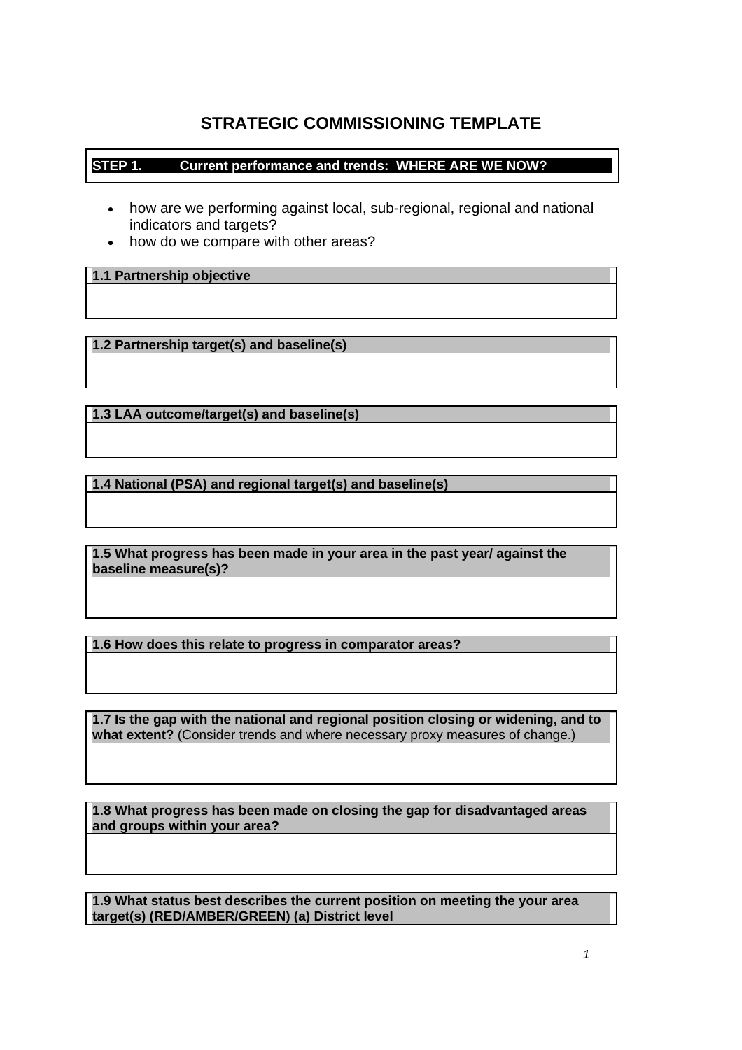# STRATEGIC COMMISSIONING TEMPLATE

| **STEP 1. Current performance and trends: WHERE ARE WE NOW?** |
|---|

- how are we performing against local, sub-regional, regional and national indicators and targets?
- how do we compare with other areas?

| **1.1 Partnership objective** |
|---|
| |

| **1.2 Partnership target(s) and baseline(s)** |
|---|
| |

| **1.3 LAA outcome/target(s) and baseline(s)** |
|---|
| |

| **1.4 National (PSA) and regional target(s) and baseline(s)** |
|---|
| |

| **1.5 What progress has been made in your area in the past year/ against the baseline measure(s)?** |
|---|
| |

| **1.6 How does this relate to progress in comparator areas?** |
|---|
| |

| **1.7 Is the gap with the national and regional position closing or widening, and to what extent?** (Consider trends and where necessary proxy measures of change.) |
|---|
| |

| **1.8 What progress has been made on closing the gap for disadvantaged areas and groups within your area?** |
|---|
| |

| **1.9 What status best describes the current position on meeting the your area target(s) (RED/AMBER/GREEN) (a) District level** |
|---|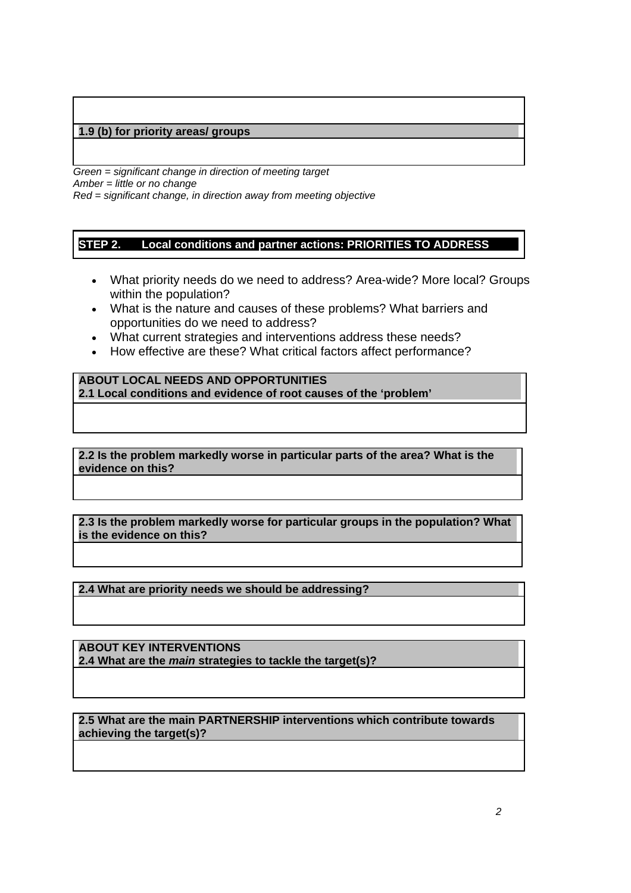| **1.9 (b) for priority areas/ groups** |
| --- |
| |

*Green = significant change in direction of meeting target*
*Amber = little or no change*
*Red = significant change, in direction away from meeting objective*

## STEP 2. Local conditions and partner actions: PRIORITIES TO ADDRESS

- What priority needs do we need to address? Area-wide? More local? Groups within the population?
- What is the nature and causes of these problems? What barriers and opportunities do we need to address?
- What current strategies and interventions address these needs?
- How effective are these? What critical factors affect performance?

| **ABOUT LOCAL NEEDS AND OPPORTUNITIES** **2.1 Local conditions and evidence of root causes of the 'problem'** |
| --- |
| |

| **2.2 Is the problem markedly worse in particular parts of the area? What is the evidence on this?** |
| --- |
| |

| **2.3 Is the problem markedly worse for particular groups in the population? What is the evidence on this?** |
| --- |
| |

| **2.4 What are priority needs we should be addressing?** |
| --- |
| |

| **ABOUT KEY INTERVENTIONS** **2.4 What are the *main* strategies to tackle the target(s)?** |
| --- |
| |

| **2.5 What are the main PARTNERSHIP interventions which contribute towards achieving the target(s)?** |
| --- |
| |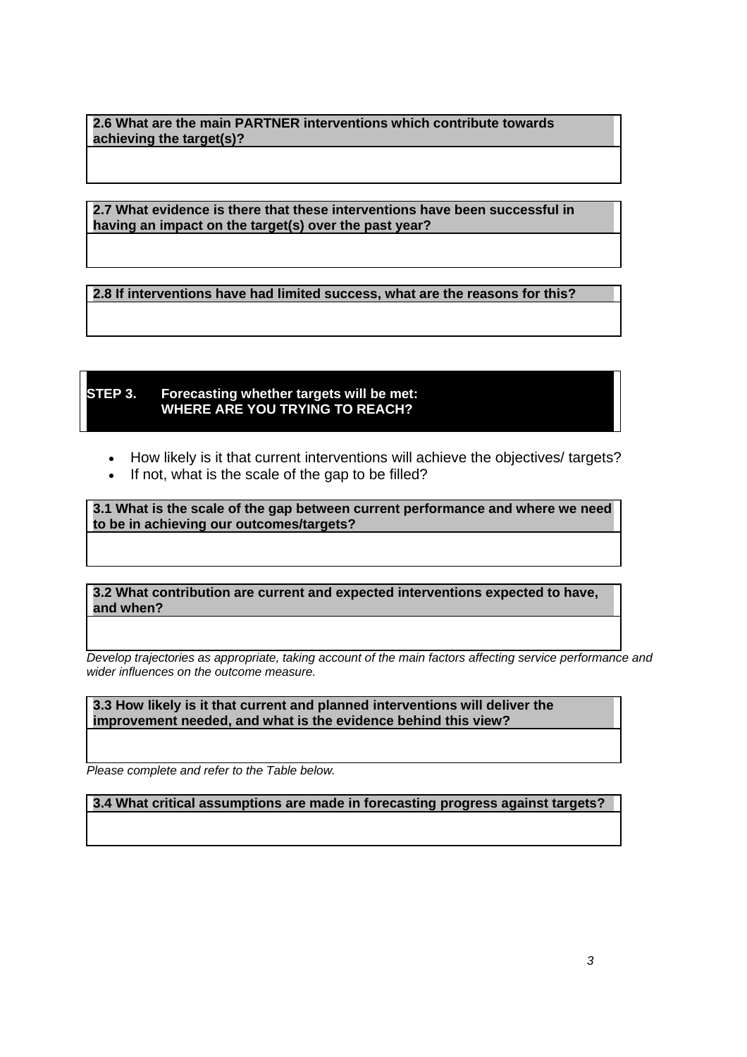**2.6 What are the main PARTNER interventions which contribute towards achieving the target(s)?**

**2.7 What evidence is there that these interventions have been successful in having an impact on the target(s) over the past year?**

**2.8 If interventions have had limited success, what are the reasons for this?**

## STEP 3. Forecasting whether targets will be met: WHERE ARE YOU TRYING TO REACH?

- How likely is it that current interventions will achieve the objectives/ targets?
- If not, what is the scale of the gap to be filled?

**3.1 What is the scale of the gap between current performance and where we need to be in achieving our outcomes/targets?**

**3.2 What contribution are current and expected interventions expected to have, and when?**

*Develop trajectories as appropriate, taking account of the main factors affecting service performance and wider influences on the outcome measure.*

**3.3 How likely is it that current and planned interventions will deliver the improvement needed, and what is the evidence behind this view?**

*Please complete and refer to the Table below.*

**3.4 What critical assumptions are made in forecasting progress against targets?**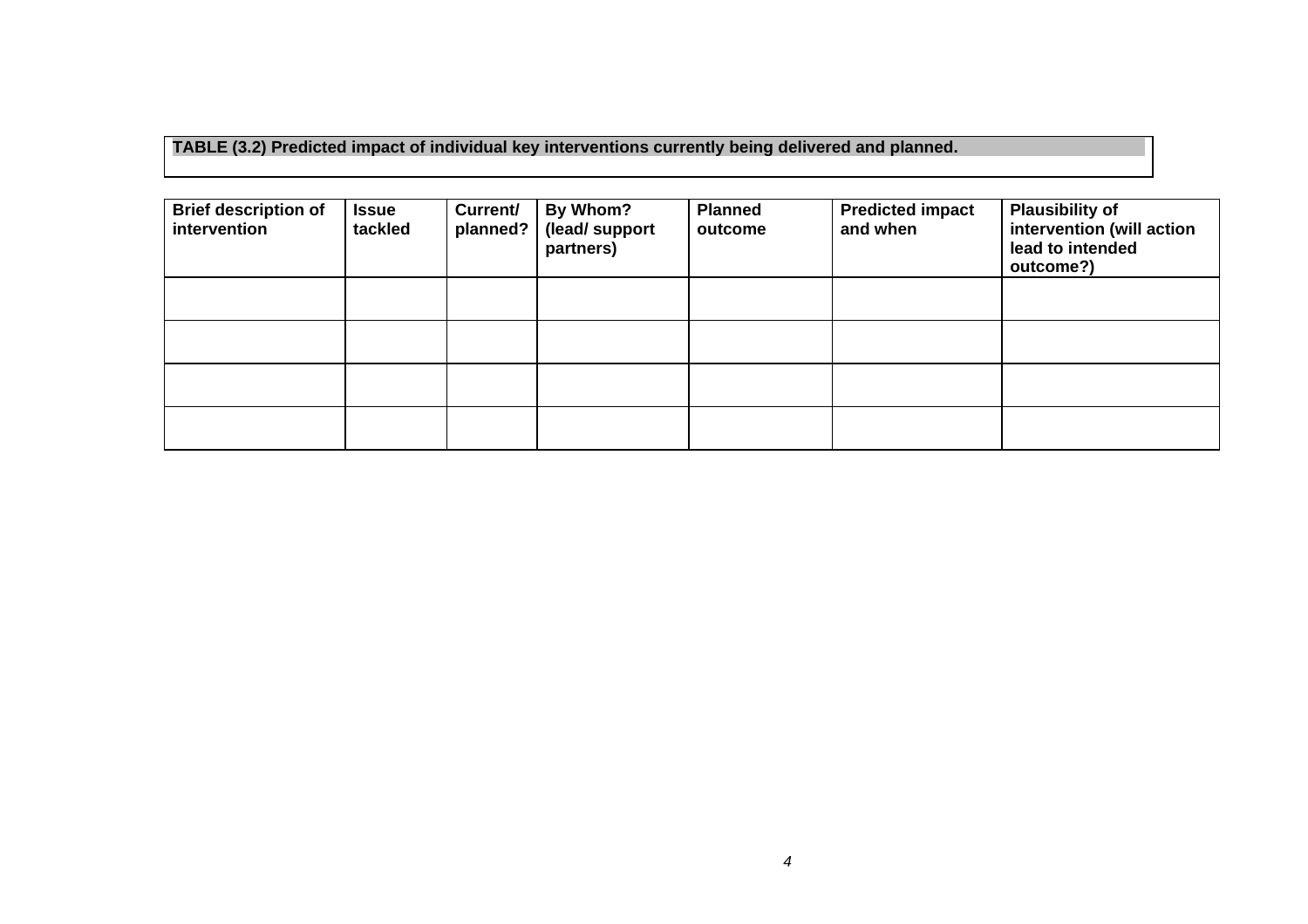**TABLE (3.2) Predicted impact of individual key interventions currently being delivered and planned.**

| Brief description of intervention | Issue tackled | Current/ planned? | By Whom? (lead/ support partners) | Planned outcome | Predicted impact and when | Plausibility of intervention (will action lead to intended outcome?) |
|---|---|---|---|---|---|---|
| | | | | | | |
| | | | | | | |
| | | | | | | |
| | | | | | | |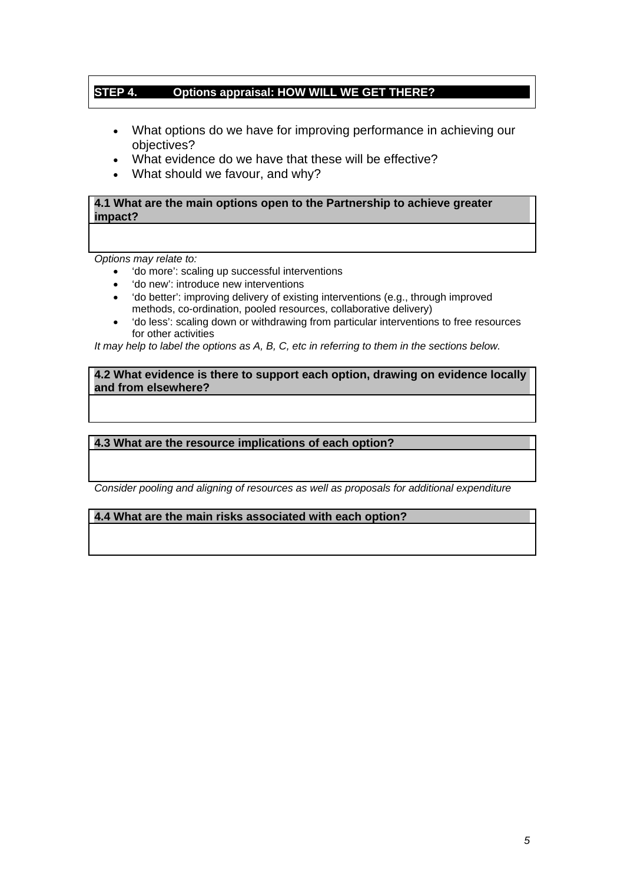## STEP 4. Options appraisal: HOW WILL WE GET THERE?

- What options do we have for improving performance in achieving our objectives?
- What evidence do we have that these will be effective?
- What should we favour, and why?

| **4.1 What are the main options open to the Partnership to achieve greater impact?** |
| --- |
| |

*Options may relate to:*

- 'do more': scaling up successful interventions
- 'do new': introduce new interventions
- 'do better': improving delivery of existing interventions (e.g., through improved methods, co-ordination, pooled resources, collaborative delivery)
- 'do less': scaling down or withdrawing from particular interventions to free resources for other activities

*It may help to label the options as A, B, C, etc in referring to them in the sections below.*

| **4.2 What evidence is there to support each option, drawing on evidence locally and from elsewhere?** |
| --- |
| |

| **4.3 What are the resource implications of each option?** |
| --- |
| |

*Consider pooling and aligning of resources as well as proposals for additional expenditure*

| **4.4 What are the main risks associated with each option?** |
| --- |
| |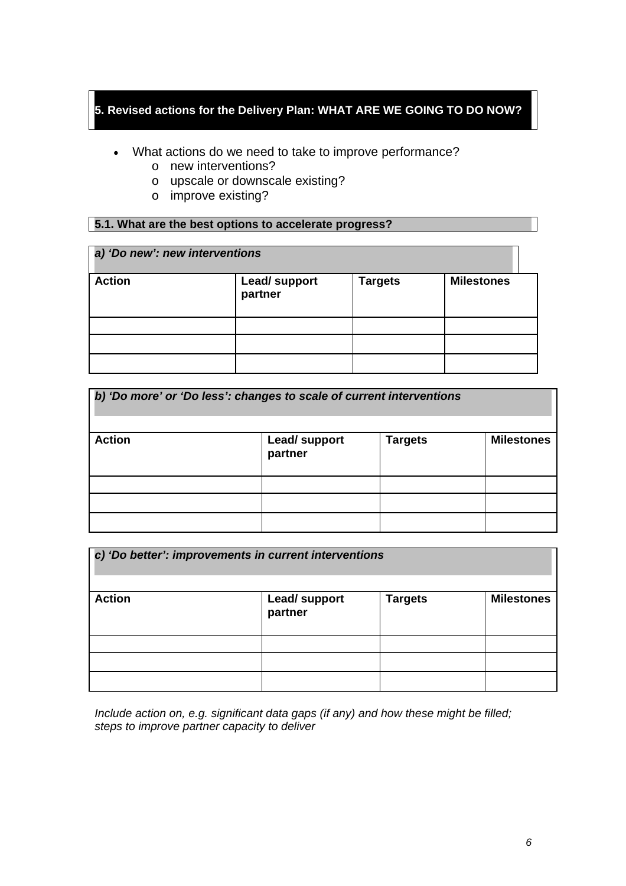## 5. Revised actions for the Delivery Plan: WHAT ARE WE GOING TO DO NOW?

- What actions do we need to take to improve performance?
  - new interventions?
  - upscale or downscale existing?
  - improve existing?

### 5.1. What are the best options to accelerate progress?

***a) 'Do new': new interventions***

| Action | Lead/ support partner | Targets | Milestones |
|---|---|---|---|
| | | | |
| | | | |
| | | | |

***b) 'Do more' or 'Do less': changes to scale of current interventions***

| Action | Lead/ support partner | Targets | Milestones |
|---|---|---|---|
| | | | |
| | | | |
| | | | |

***c) 'Do better': improvements in current interventions***

| Action | Lead/ support partner | Targets | Milestones |
|---|---|---|---|
| | | | |
| | | | |
| | | | |

*Include action on, e.g. significant data gaps (if any) and how these might be filled; steps to improve partner capacity to deliver*